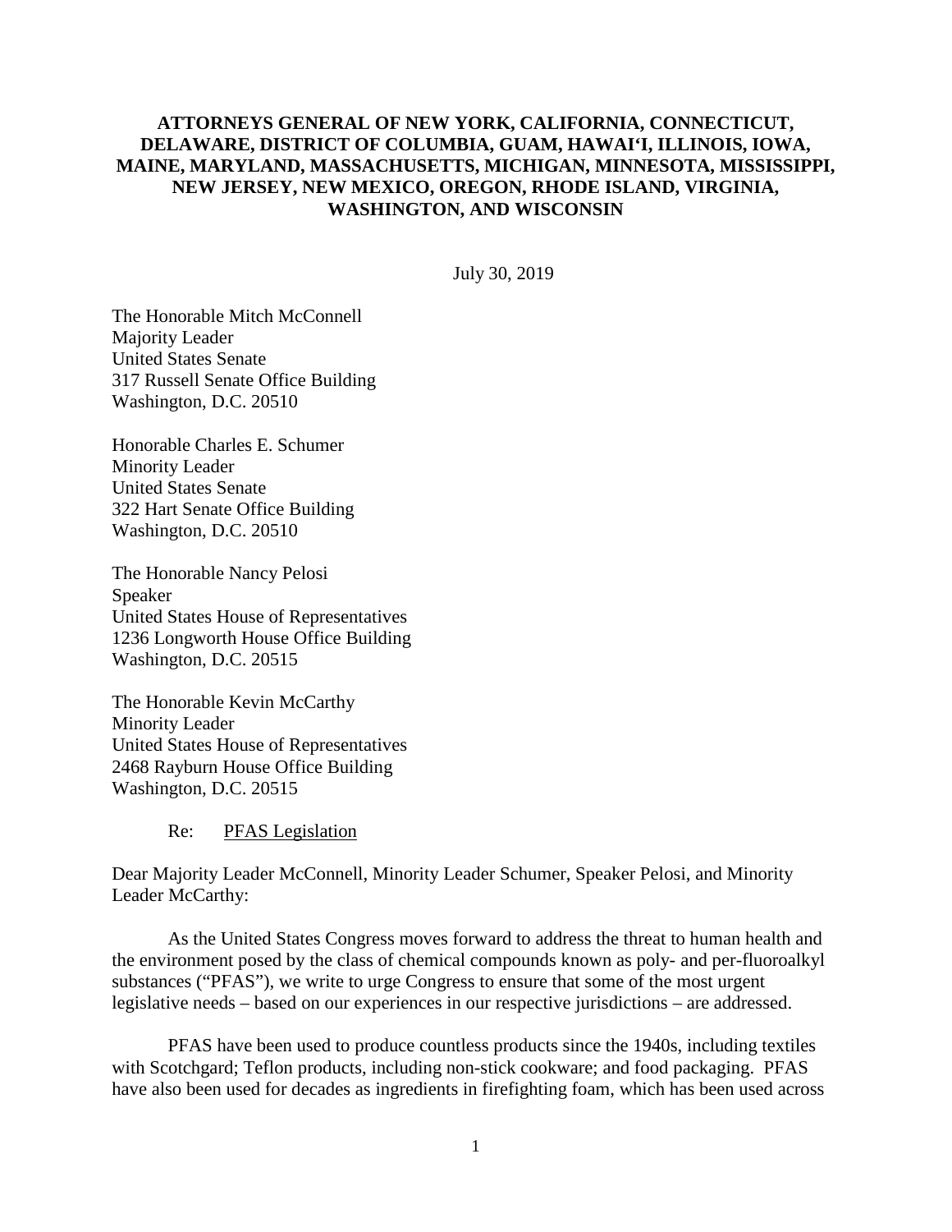**ATTORNEYS GENERAL OF NEW YORK, CALIFORNIA, CONNECTICUT, DELAWARE, DISTRICT OF COLUMBIA, GUAM, HAWAI'I, ILLINOIS, IOWA, MAINE, MARYLAND, MASSACHUSETTS, MICHIGAN, MINNESOTA, MISSISSIPPI, NEW JERSEY, NEW MEXICO, OREGON, RHODE ISLAND, VIRGINIA, WASHINGTON, AND WISCONSIN**

July 30, 2019

The Honorable Mitch McConnell
Majority Leader
United States Senate
317 Russell Senate Office Building
Washington, D.C. 20510

Honorable Charles E. Schumer
Minority Leader
United States Senate
322 Hart Senate Office Building
Washington, D.C. 20510

The Honorable Nancy Pelosi
Speaker
United States House of Representatives
1236 Longworth House Office Building
Washington, D.C. 20515

The Honorable Kevin McCarthy
Minority Leader
United States House of Representatives
2468 Rayburn House Office Building
Washington, D.C. 20515

Re: PFAS Legislation

Dear Majority Leader McConnell, Minority Leader Schumer, Speaker Pelosi, and Minority Leader McCarthy:

As the United States Congress moves forward to address the threat to human health and the environment posed by the class of chemical compounds known as poly- and per-fluoroalkyl substances ("PFAS"), we write to urge Congress to ensure that some of the most urgent legislative needs – based on our experiences in our respective jurisdictions – are addressed.

PFAS have been used to produce countless products since the 1940s, including textiles with Scotchgard; Teflon products, including non-stick cookware; and food packaging. PFAS have also been used for decades as ingredients in firefighting foam, which has been used across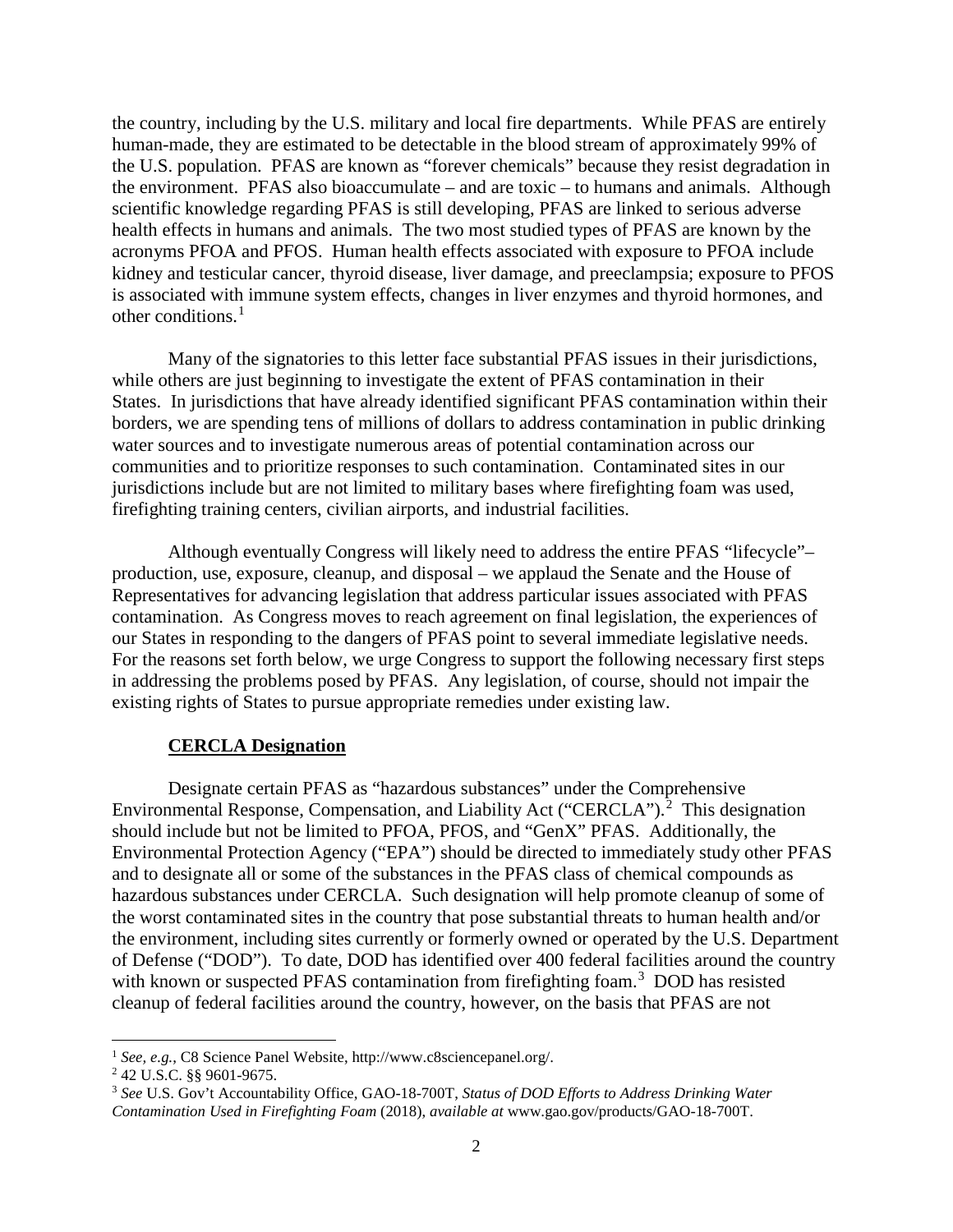the country, including by the U.S. military and local fire departments. While PFAS are entirely human-made, they are estimated to be detectable in the blood stream of approximately 99% of the U.S. population. PFAS are known as "forever chemicals" because they resist degradation in the environment. PFAS also bioaccumulate – and are toxic – to humans and animals. Although scientific knowledge regarding PFAS is still developing, PFAS are linked to serious adverse health effects in humans and animals. The two most studied types of PFAS are known by the acronyms PFOA and PFOS. Human health effects associated with exposure to PFOA include kidney and testicular cancer, thyroid disease, liver damage, and preeclampsia; exposure to PFOS is associated with immune system effects, changes in liver enzymes and thyroid hormones, and other conditions.[1]

Many of the signatories to this letter face substantial PFAS issues in their jurisdictions, while others are just beginning to investigate the extent of PFAS contamination in their States. In jurisdictions that have already identified significant PFAS contamination within their borders, we are spending tens of millions of dollars to address contamination in public drinking water sources and to investigate numerous areas of potential contamination across our communities and to prioritize responses to such contamination. Contaminated sites in our jurisdictions include but are not limited to military bases where firefighting foam was used, firefighting training centers, civilian airports, and industrial facilities.

Although eventually Congress will likely need to address the entire PFAS "lifecycle"– production, use, exposure, cleanup, and disposal – we applaud the Senate and the House of Representatives for advancing legislation that address particular issues associated with PFAS contamination. As Congress moves to reach agreement on final legislation, the experiences of our States in responding to the dangers of PFAS point to several immediate legislative needs. For the reasons set forth below, we urge Congress to support the following necessary first steps in addressing the problems posed by PFAS. Any legislation, of course, should not impair the existing rights of States to pursue appropriate remedies under existing law.

**CERCLA Designation**

Designate certain PFAS as "hazardous substances" under the Comprehensive Environmental Response, Compensation, and Liability Act ("CERCLA").[2] This designation should include but not be limited to PFOA, PFOS, and "GenX" PFAS. Additionally, the Environmental Protection Agency ("EPA") should be directed to immediately study other PFAS and to designate all or some of the substances in the PFAS class of chemical compounds as hazardous substances under CERCLA. Such designation will help promote cleanup of some of the worst contaminated sites in the country that pose substantial threats to human health and/or the environment, including sites currently or formerly owned or operated by the U.S. Department of Defense ("DOD"). To date, DOD has identified over 400 federal facilities around the country with known or suspected PFAS contamination from firefighting foam.[3] DOD has resisted cleanup of federal facilities around the country, however, on the basis that PFAS are not

---

[1] *See, e.g.*, C8 Science Panel Website, http://www.c8sciencepanel.org/.

[2] 42 U.S.C. §§ 9601-9675.

[3] *See* U.S. Gov't Accountability Office, GAO-18-700T, *Status of DOD Efforts to Address Drinking Water Contamination Used in Firefighting Foam* (2018), *available at* www.gao.gov/products/GAO-18-700T.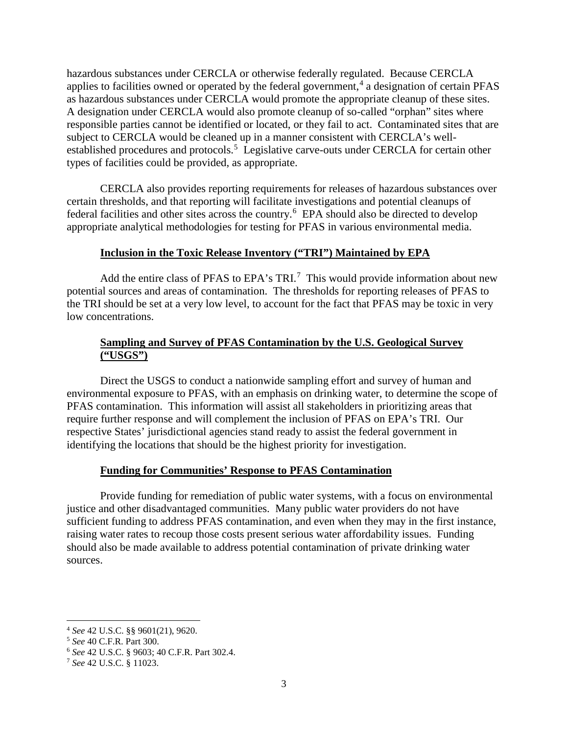hazardous substances under CERCLA or otherwise federally regulated. Because CERCLA applies to facilities owned or operated by the federal government,[4] a designation of certain PFAS as hazardous substances under CERCLA would promote the appropriate cleanup of these sites. A designation under CERCLA would also promote cleanup of so-called "orphan" sites where responsible parties cannot be identified or located, or they fail to act. Contaminated sites that are subject to CERCLA would be cleaned up in a manner consistent with CERCLA's well-established procedures and protocols.[5] Legislative carve-outs under CERCLA for certain other types of facilities could be provided, as appropriate.

CERCLA also provides reporting requirements for releases of hazardous substances over certain thresholds, and that reporting will facilitate investigations and potential cleanups of federal facilities and other sites across the country.[6] EPA should also be directed to develop appropriate analytical methodologies for testing for PFAS in various environmental media.

**Inclusion in the Toxic Release Inventory ("TRI") Maintained by EPA**

Add the entire class of PFAS to EPA's TRI.[7] This would provide information about new potential sources and areas of contamination. The thresholds for reporting releases of PFAS to the TRI should be set at a very low level, to account for the fact that PFAS may be toxic in very low concentrations.

**Sampling and Survey of PFAS Contamination by the U.S. Geological Survey ("USGS")**

Direct the USGS to conduct a nationwide sampling effort and survey of human and environmental exposure to PFAS, with an emphasis on drinking water, to determine the scope of PFAS contamination. This information will assist all stakeholders in prioritizing areas that require further response and will complement the inclusion of PFAS on EPA's TRI. Our respective States' jurisdictional agencies stand ready to assist the federal government in identifying the locations that should be the highest priority for investigation.

**Funding for Communities' Response to PFAS Contamination**

Provide funding for remediation of public water systems, with a focus on environmental justice and other disadvantaged communities. Many public water providers do not have sufficient funding to address PFAS contamination, and even when they may in the first instance, raising water rates to recoup those costs present serious water affordability issues. Funding should also be made available to address potential contamination of private drinking water sources.

---

[4] *See* 42 U.S.C. §§ 9601(21), 9620.

[5] *See* 40 C.F.R. Part 300.

[6] *See* 42 U.S.C. § 9603; 40 C.F.R. Part 302.4.

[7] *See* 42 U.S.C. § 11023.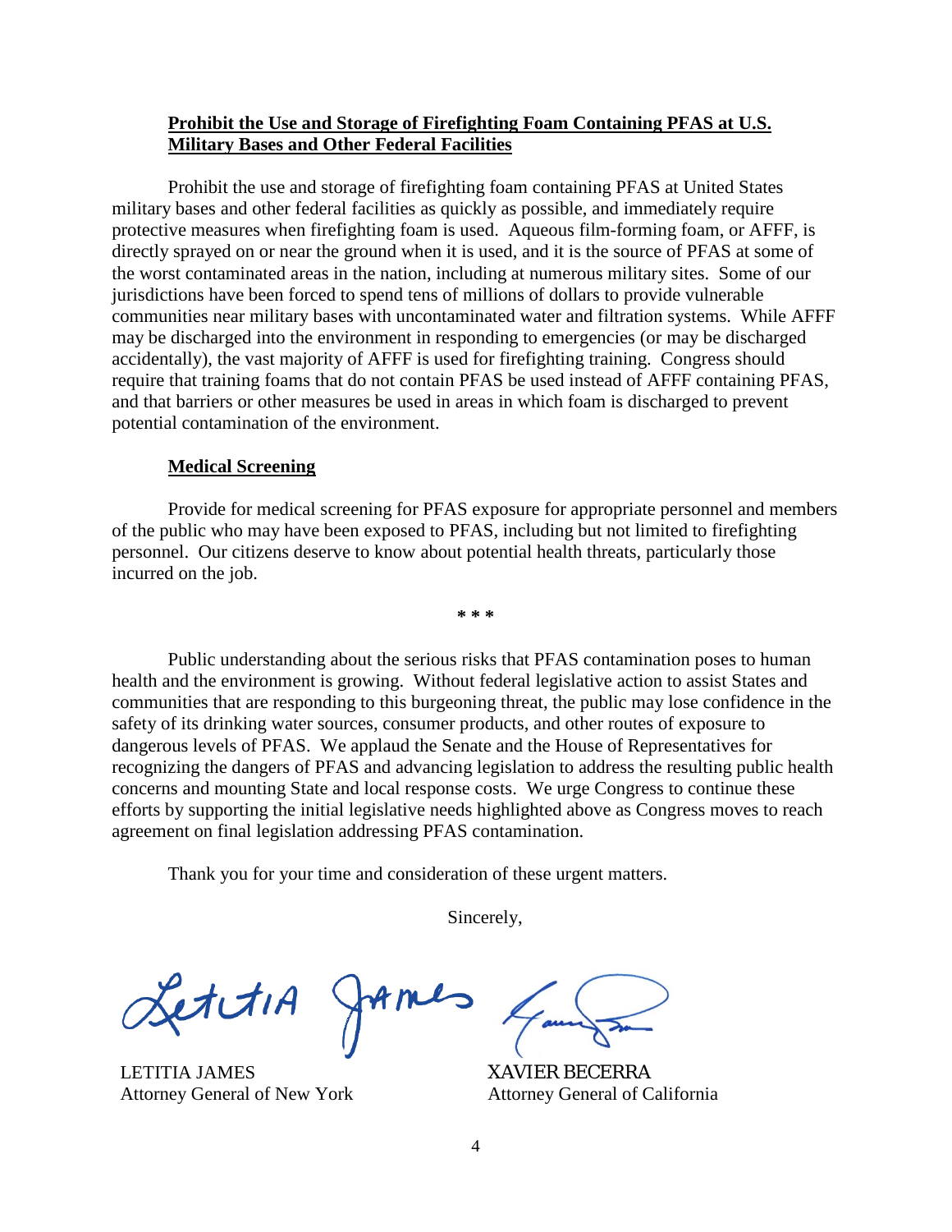**<u>Prohibit the Use and Storage of Firefighting Foam Containing PFAS at U.S. Military Bases and Other Federal Facilities</u>**

Prohibit the use and storage of firefighting foam containing PFAS at United States military bases and other federal facilities as quickly as possible, and immediately require protective measures when firefighting foam is used. Aqueous film-forming foam, or AFFF, is directly sprayed on or near the ground when it is used, and it is the source of PFAS at some of the worst contaminated areas in the nation, including at numerous military sites. Some of our jurisdictions have been forced to spend tens of millions of dollars to provide vulnerable communities near military bases with uncontaminated water and filtration systems. While AFFF may be discharged into the environment in responding to emergencies (or may be discharged accidentally), the vast majority of AFFF is used for firefighting training. Congress should require that training foams that do not contain PFAS be used instead of AFFF containing PFAS, and that barriers or other measures be used in areas in which foam is discharged to prevent potential contamination of the environment.

**<u>Medical Screening</u>**

Provide for medical screening for PFAS exposure for appropriate personnel and members of the public who may have been exposed to PFAS, including but not limited to firefighting personnel. Our citizens deserve to know about potential health threats, particularly those incurred on the job.

\* \* \*

Public understanding about the serious risks that PFAS contamination poses to human health and the environment is growing. Without federal legislative action to assist States and communities that are responding to this burgeoning threat, the public may lose confidence in the safety of its drinking water sources, consumer products, and other routes of exposure to dangerous levels of PFAS. We applaud the Senate and the House of Representatives for recognizing the dangers of PFAS and advancing legislation to address the resulting public health concerns and mounting State and local response costs. We urge Congress to continue these efforts by supporting the initial legislative needs highlighted above as Congress moves to reach agreement on final legislation addressing PFAS contamination.

Thank you for your time and consideration of these urgent matters.

Sincerely,

LETITIA JAMES
Attorney General of New York

XAVIER BECERRA
Attorney General of California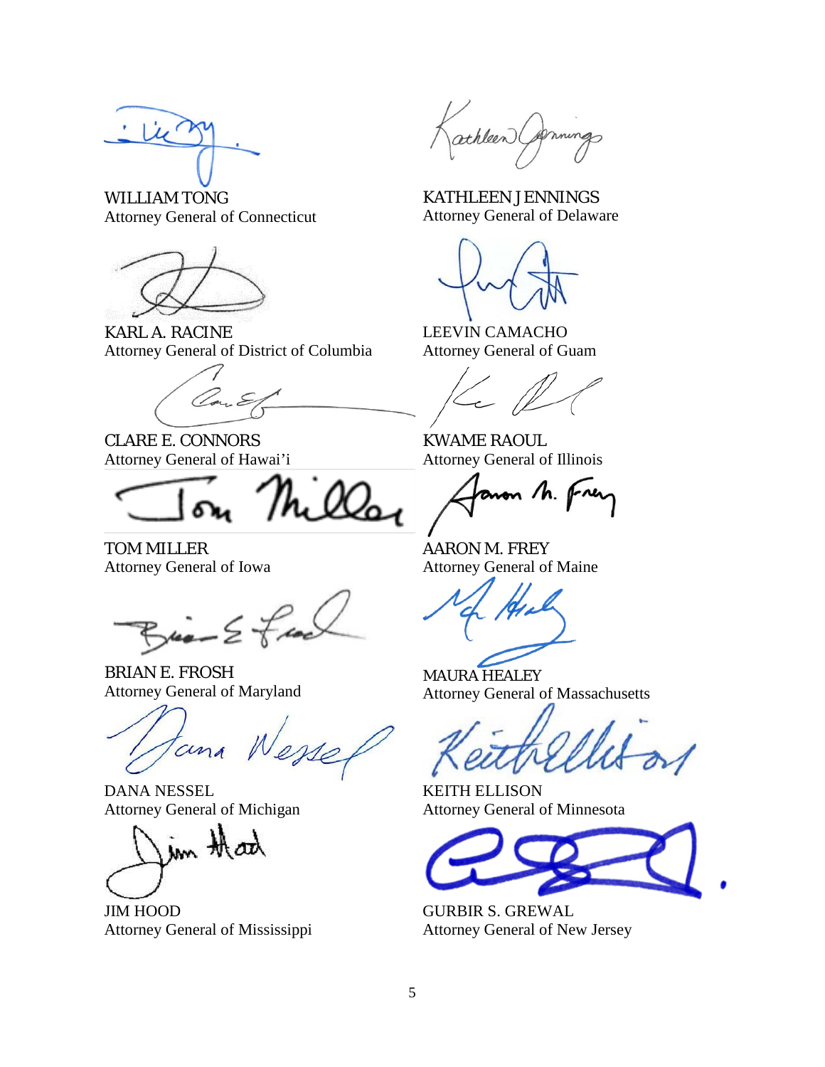WILLIAM TONG
Attorney General of Connecticut

KATHLEEN JENNINGS
Attorney General of Delaware

KARL A. RACINE
Attorney General of District of Columbia

LEEVIN CAMACHO
Attorney General of Guam

CLARE E. CONNORS
Attorney General of Hawai'i

KWAME RAOUL
Attorney General of Illinois

TOM MILLER
Attorney General of Iowa

AARON M. FREY
Attorney General of Maine

BRIAN E. FROSH
Attorney General of Maryland

MAURA HEALEY
Attorney General of Massachusetts

DANA NESSEL
Attorney General of Michigan

KEITH ELLISON
Attorney General of Minnesota

JIM HOOD
Attorney General of Mississippi

GURBIR S. GREWAL
Attorney General of New Jersey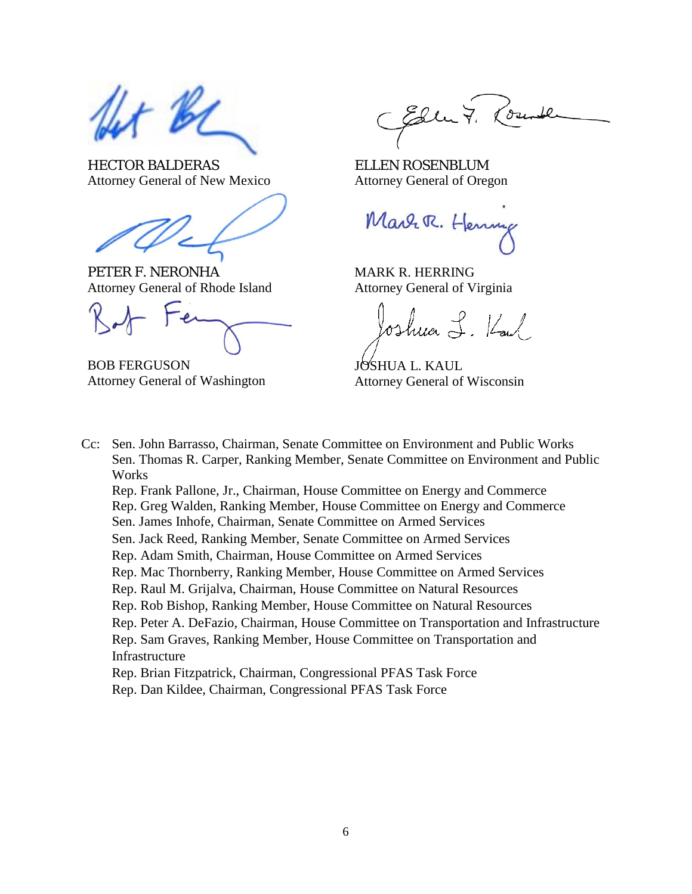HECTOR BALDERAS
Attorney General of New Mexico

ELLEN ROSENBLUM
Attorney General of Oregon

PETER F. NERONHA
Attorney General of Rhode Island

MARK R. HERRING
Attorney General of Virginia

BOB FERGUSON
Attorney General of Washington

JOSHUA L. KAUL
Attorney General of Wisconsin

Cc: Sen. John Barrasso, Chairman, Senate Committee on Environment and Public Works
Sen. Thomas R. Carper, Ranking Member, Senate Committee on Environment and Public Works
Rep. Frank Pallone, Jr., Chairman, House Committee on Energy and Commerce
Rep. Greg Walden, Ranking Member, House Committee on Energy and Commerce
Sen. James Inhofe, Chairman, Senate Committee on Armed Services
Sen. Jack Reed, Ranking Member, Senate Committee on Armed Services
Rep. Adam Smith, Chairman, House Committee on Armed Services
Rep. Mac Thornberry, Ranking Member, House Committee on Armed Services
Rep. Raul M. Grijalva, Chairman, House Committee on Natural Resources
Rep. Rob Bishop, Ranking Member, House Committee on Natural Resources
Rep. Peter A. DeFazio, Chairman, House Committee on Transportation and Infrastructure
Rep. Sam Graves, Ranking Member, House Committee on Transportation and Infrastructure
Rep. Brian Fitzpatrick, Chairman, Congressional PFAS Task Force
Rep. Dan Kildee, Chairman, Congressional PFAS Task Force